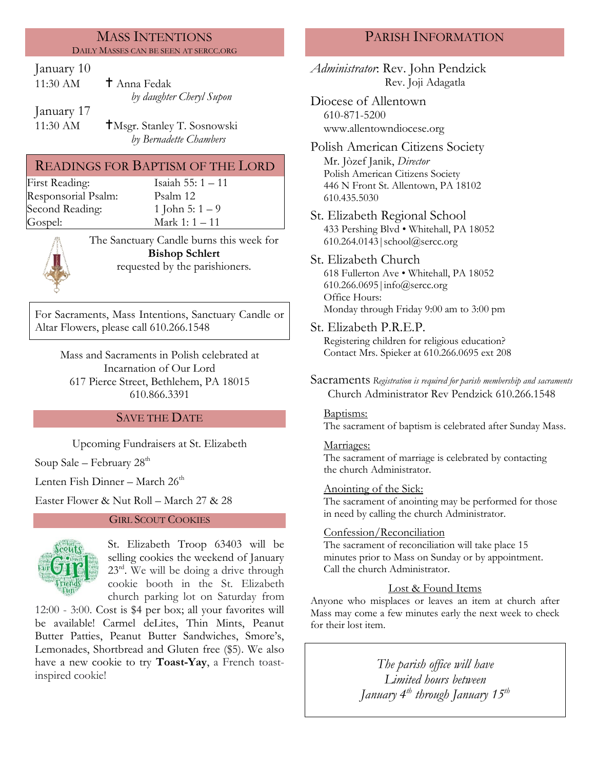## MASS INTENTIONS

DAILY MASSES CAN BE SEEN AT SERCC.ORG

January 10

11:30 AM ✝ Anna Fedak
*by daughter Cheryl Supon*

January 17

11:30 AM ✝Msgr. Stanley T. Sosnowski
*by Bernadette Chambers*

## READINGS FOR BAPTISM OF THE LORD

| | |
|---|---|
| First Reading: | Isaiah 55: 1 – 11 |
| Responsorial Psalm: | Psalm 12 |
| Second Reading: | 1 John 5: 1 – 9 |
| Gospel: | Mark 1: 1 – 11 |

The Sanctuary Candle burns this week for **Bishop Schlert** requested by the parishioners.

For Sacraments, Mass Intentions, Sanctuary Candle or Altar Flowers, please call 610.266.1548

Mass and Sacraments in Polish celebrated at
Incarnation of Our Lord
617 Pierce Street, Bethlehem, PA 18015
610.866.3391

## SAVE THE DATE

Upcoming Fundraisers at St. Elizabeth

Soup Sale – February 28th

Lenten Fish Dinner – March 26th

Easter Flower & Nut Roll – March 27 & 28

## GIRL SCOUT COOKIES

St. Elizabeth Troop 63403 will be selling cookies the weekend of January 23rd. We will be doing a drive through cookie booth in the St. Elizabeth church parking lot on Saturday from 12:00 - 3:00. Cost is $4 per box; all your favorites will be available! Carmel deLites, Thin Mints, Peanut Butter Patties, Peanut Butter Sandwiches, Smore's, Lemonades, Shortbread and Gluten free ($5). We also have a new cookie to try **Toast-Yay**, a French toast-inspired cookie!

## PARISH INFORMATION

*Administrator*: Rev. John Pendzick
Rev. Joji Adagatla

### Diocese of Allentown
610-871-5200
www.allentowndiocese.org

### Polish American Citizens Society
Mr. Jòzef Janik, *Director*
Polish American Citizens Society
446 N Front St. Allentown, PA 18102
610.435.5030

### St. Elizabeth Regional School
433 Pershing Blvd • Whitehall, PA 18052
610.264.0143 | school@sercc.org

### St. Elizabeth Church
618 Fullerton Ave • Whitehall, PA 18052
610.266.0695 | info@sercc.org
Office Hours:
Monday through Friday 9:00 am to 3:00 pm

### St. Elizabeth P.R.E.P.
Registering children for religious education?
Contact Mrs. Spieker at 610.266.0695 ext 208

### Sacraments *Registration is required for parish membership and sacraments*
Church Administrator Rev Pendzick 610.266.1548

Baptisms:
The sacrament of baptism is celebrated after Sunday Mass.

Marriages:
The sacrament of marriage is celebrated by contacting the church Administrator.

Anointing of the Sick:
The sacrament of anointing may be performed for those in need by calling the church Administrator.

Confession/Reconciliation
The sacrament of reconciliation will take place 15 minutes prior to Mass on Sunday or by appointment. Call the church Administrator.

Lost & Found Items

Anyone who misplaces or leaves an item at church after Mass may come a few minutes early the next week to check for their lost item.

*The parish office will have Limited hours between January 4th through January 15th*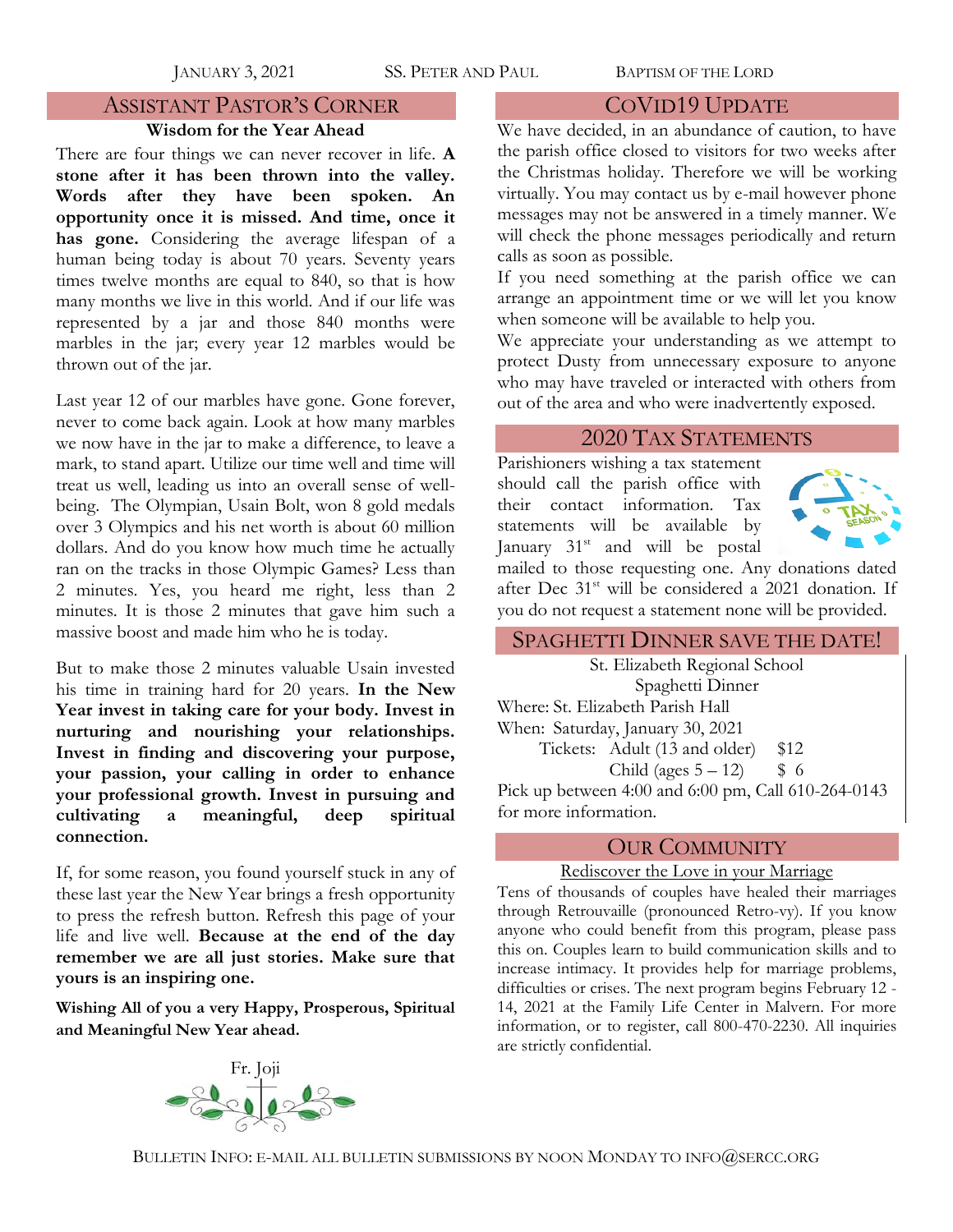## Assistant Pastor's Corner

**Wisdom for the Year Ahead**

There are four things we can never recover in life. **A stone after it has been thrown into the valley. Words after they have been spoken. An opportunity once it is missed. And time, once it has gone.** Considering the average lifespan of a human being today is about 70 years. Seventy years times twelve months are equal to 840, so that is how many months we live in this world. And if our life was represented by a jar and those 840 months were marbles in the jar; every year 12 marbles would be thrown out of the jar.

Last year 12 of our marbles have gone. Gone forever, never to come back again. Look at how many marbles we now have in the jar to make a difference, to leave a mark, to stand apart. Utilize our time well and time will treat us well, leading us into an overall sense of well-being. The Olympian, Usain Bolt, won 8 gold medals over 3 Olympics and his net worth is about 60 million dollars. And do you know how much time he actually ran on the tracks in those Olympic Games? Less than 2 minutes. Yes, you heard me right, less than 2 minutes. It is those 2 minutes that gave him such a massive boost and made him who he is today.

But to make those 2 minutes valuable Usain invested his time in training hard for 20 years. **In the New Year invest in taking care for your body. Invest in nurturing and nourishing your relationships. Invest in finding and discovering your purpose, your passion, your calling in order to enhance your professional growth. Invest in pursuing and cultivating a meaningful, deep spiritual connection.**

If, for some reason, you found yourself stuck in any of these last year the New Year brings a fresh opportunity to press the refresh button. Refresh this page of your life and live well. **Because at the end of the day remember we are all just stories. Make sure that yours is an inspiring one.**

**Wishing All of you a very Happy, Prosperous, Spiritual and Meaningful New Year ahead.**

Fr. Joji

## CoVID19 Update

We have decided, in an abundance of caution, to have the parish office closed to visitors for two weeks after the Christmas holiday. Therefore we will be working virtually. You may contact us by e-mail however phone messages may not be answered in a timely manner. We will check the phone messages periodically and return calls as soon as possible.

If you need something at the parish office we can arrange an appointment time or we will let you know when someone will be available to help you.

We appreciate your understanding as we attempt to protect Dusty from unnecessary exposure to anyone who may have traveled or interacted with others from out of the area and who were inadvertently exposed.

## 2020 Tax Statements

Parishioners wishing a tax statement should call the parish office with their contact information. Tax statements will be available by January 31st and will be postal mailed to those requesting one. Any donations dated after Dec 31st will be considered a 2021 donation. If you do not request a statement none will be provided.

## Spaghetti Dinner Save the Date!

St. Elizabeth Regional School
Spaghetti Dinner

Where: St. Elizabeth Parish Hall
When: Saturday, January 30, 2021
Tickets: Adult (13 and older) $12
Child (ages 5 – 12) $ 6

Pick up between 4:00 and 6:00 pm, Call 610-264-0143 for more information.

## Our Community

Rediscover the Love in your Marriage

Tens of thousands of couples have healed their marriages through Retrouvaille (pronounced Retro-vy). If you know anyone who could benefit from this program, please pass this on. Couples learn to build communication skills and to increase intimacy. It provides help for marriage problems, difficulties or crises. The next program begins February 12 - 14, 2021 at the Family Life Center in Malvern. For more information, or to register, call 800-470-2230. All inquiries are strictly confidential.

Bulletin Info: e-mail all bulletin submissions by noon Monday to info@sercc.org